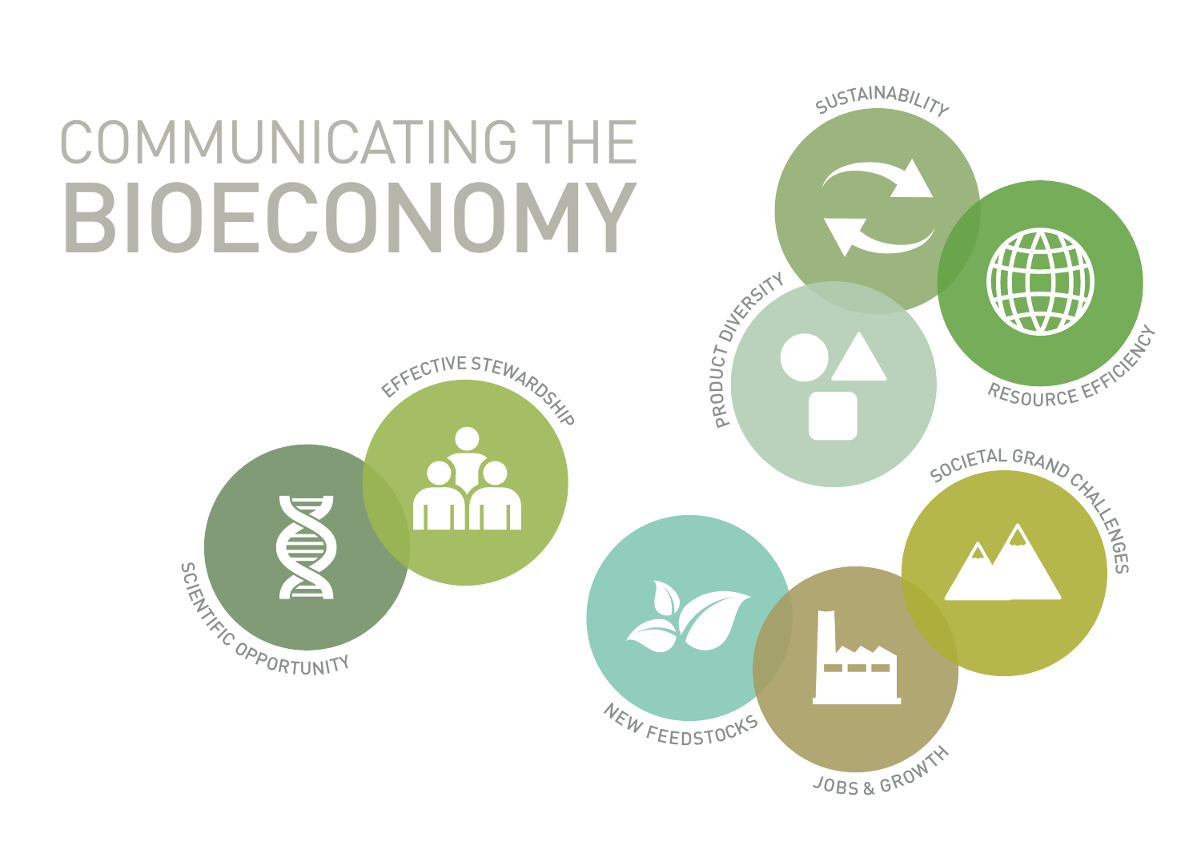# COMMUNICATING THE BIOECONOMY

SUSTAINABILITY

RESOURCE EFFICIENCY

PRODUCT DIVERSITY

EFFECTIVE STEWARDSHIP

SCIENTIFIC OPPORTUNITY

SOCIETAL GRAND CHALLENGES

NEW FEEDSTOCKS

JOBS & GROWTH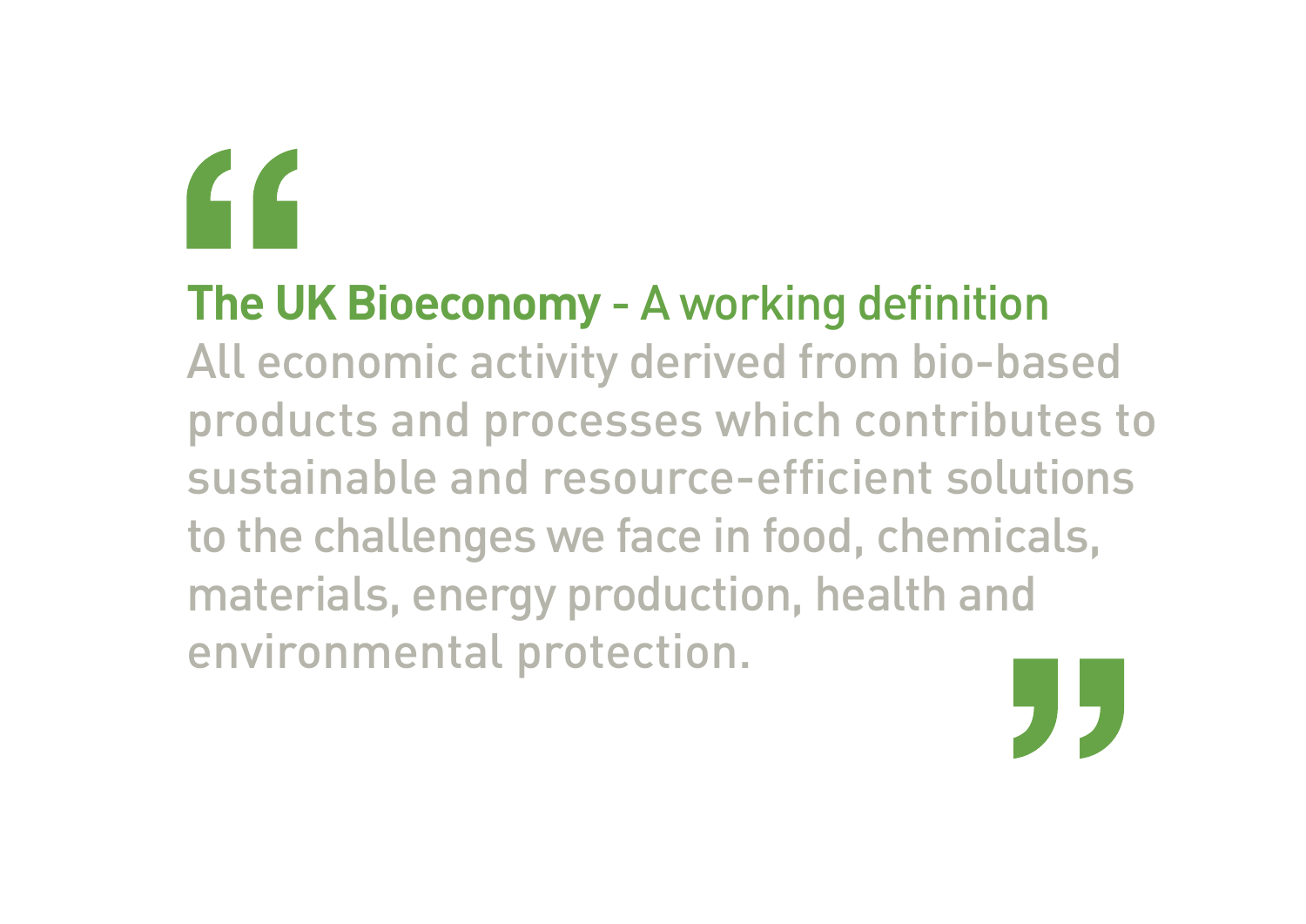> **The UK Bioeconomy** - A working definition
>
> All economic activity derived from bio-based products and processes which contributes to sustainable and resource-efficient solutions to the challenges we face in food, chemicals, materials, energy production, health and environmental protection.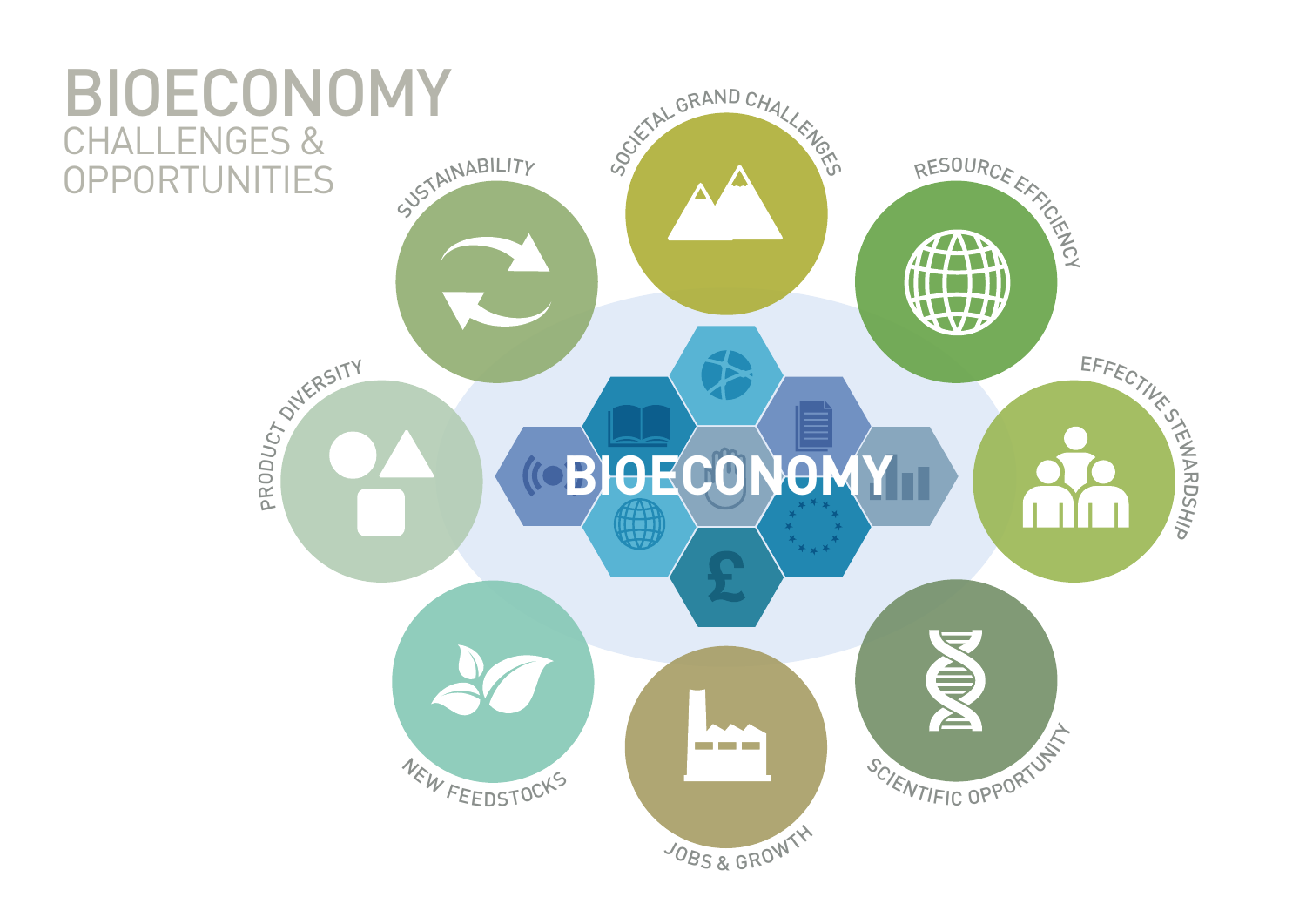# BIOECONOMY

## CHALLENGES & OPPORTUNITIES

SUSTAINABILITY

SOCIETAL GRAND CHALLENGES

RESOURCE EFFICIENCY

PRODUCT DIVERSITY

BIOECONOMY

EFFECTIVE STEWARDSHIP

NEW FEEDSTOCKS

JOBS & GROWTH

SCIENTIFIC OPPORTUNITY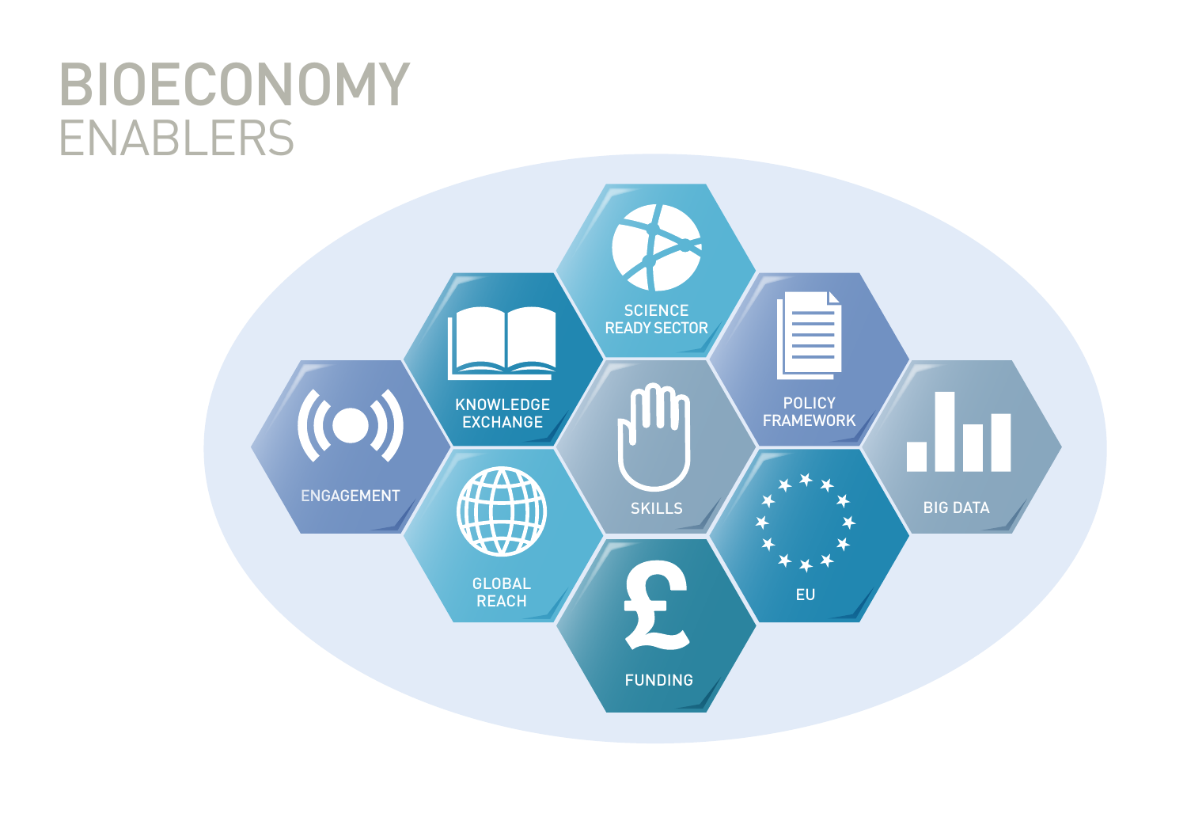# BIOECONOMY ENABLERS

- SCIENCE READY SECTOR
- KNOWLEDGE EXCHANGE
- POLICY FRAMEWORK
- ENGAGEMENT
- SKILLS
- BIG DATA
- GLOBAL REACH
- EU
- FUNDING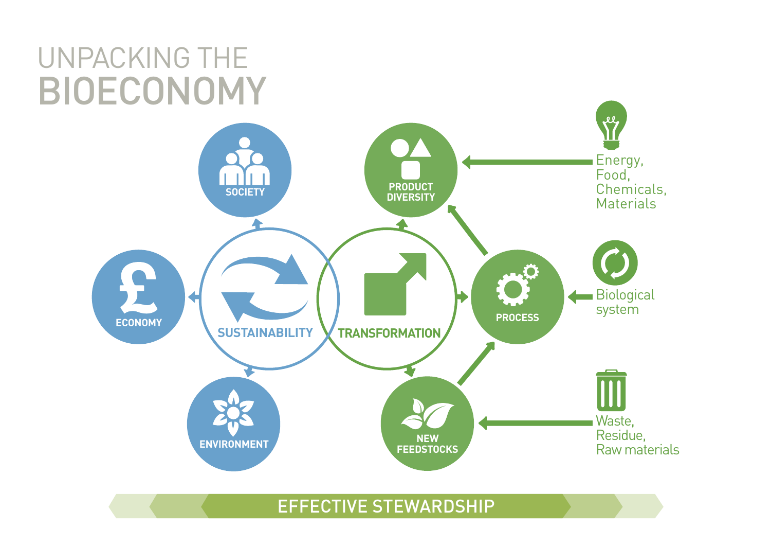# UNPACKING THE BIOECONOMY

SOCIETY

ECONOMY

ENVIRONMENT

SUSTAINABILITY

TRANSFORMATION

PRODUCT DIVERSITY

PROCESS

NEW FEEDSTOCKS

Energy, Food, Chemicals, Materials

Biological system

Waste, Residue, Raw materials

EFFECTIVE STEWARDSHIP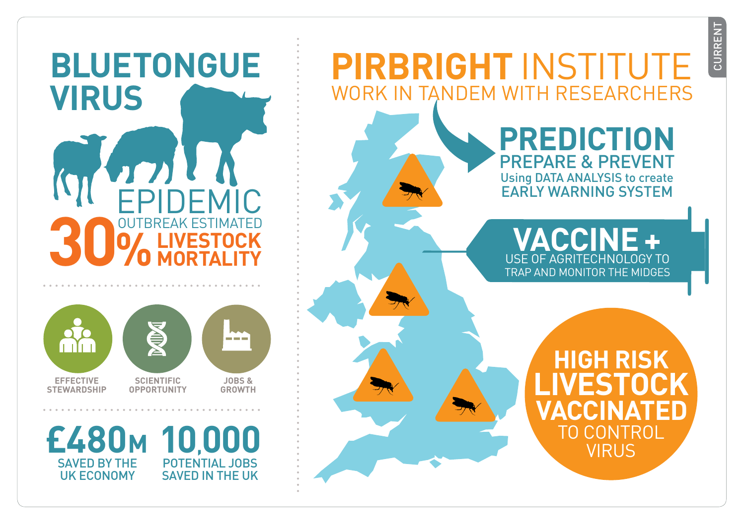CURRENT

# BLUETONGUE VIRUS

## EPIDEMIC

30% OUTBREAK ESTIMATED **LIVESTOCK MORTALITY**

EFFECTIVE STEWARDSHIP

SCIENTIFIC OPPORTUNITY

JOBS & GROWTH

**£480M** SAVED BY THE UK ECONOMY

**10,000** POTENTIAL JOBS SAVED IN THE UK

# PIRBRIGHT INSTITUTE

WORK IN TANDEM WITH RESEARCHERS

## PREDICTION

PREPARE & PREVENT

Using DATA ANALYSIS to create EARLY WARNING SYSTEM

## VACCINE +

USE OF AGRITECHNOLOGY TO TRAP AND MONITOR THE MIDGES

## HIGH RISK LIVESTOCK VACCINATED

TO CONTROL VIRUS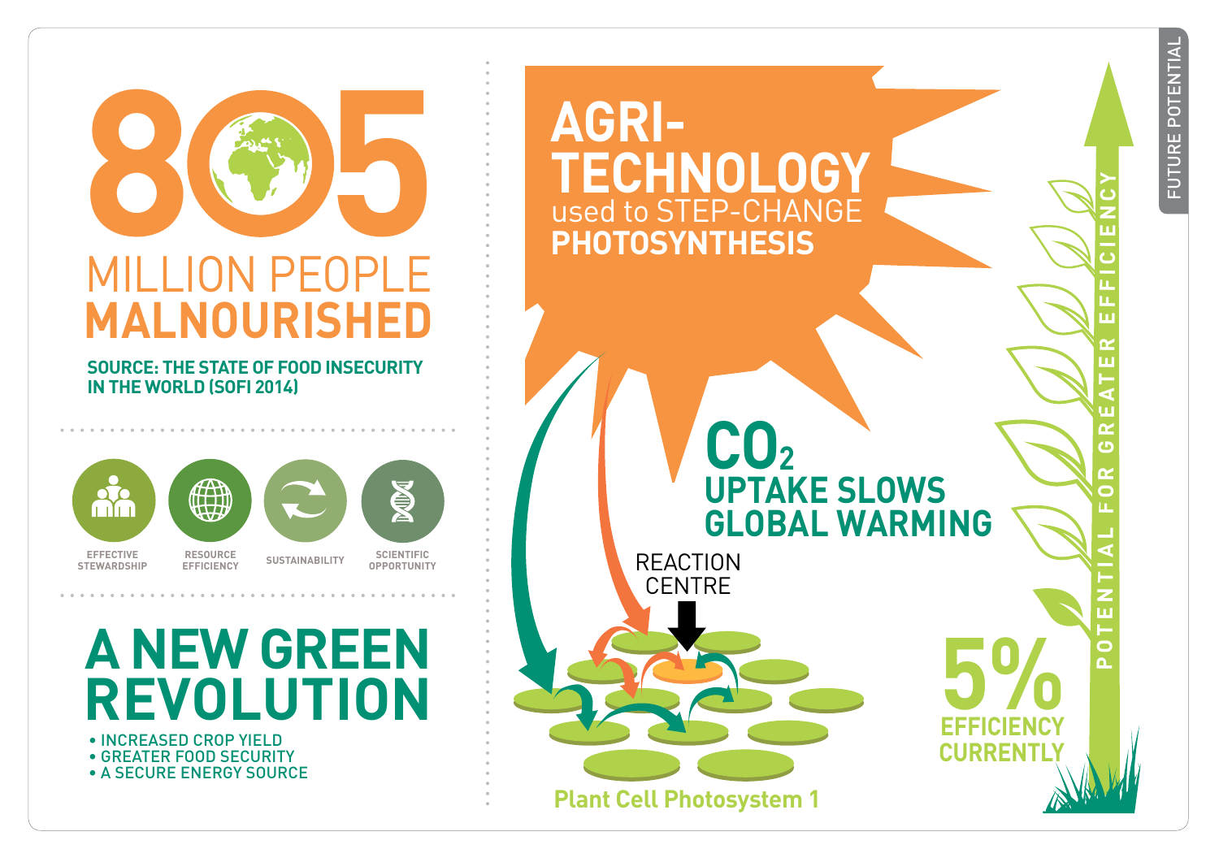# 805 MILLION PEOPLE MALNOURISHED

**SOURCE: THE STATE OF FOOD INSECURITY IN THE WORLD (SOFI 2014)**

- EFFECTIVE STEWARDSHIP
- RESOURCE EFFICIENCY
- SUSTAINABILITY
- SCIENTIFIC OPPORTUNITY

# A NEW GREEN REVOLUTION

- INCREASED CROP YIELD
- GREATER FOOD SECURITY
- A SECURE ENERGY SOURCE

# AGRI-TECHNOLOGY

used to STEP-CHANGE **PHOTOSYNTHESIS**

## $CO_2$ UPTAKE SLOWS GLOBAL WARMING

REACTION CENTRE

Plant Cell Photosystem 1

**5% EFFICIENCY CURRENTLY**

POTENTIAL FOR GREATER EFFICIENCY

FUTURE POTENTIAL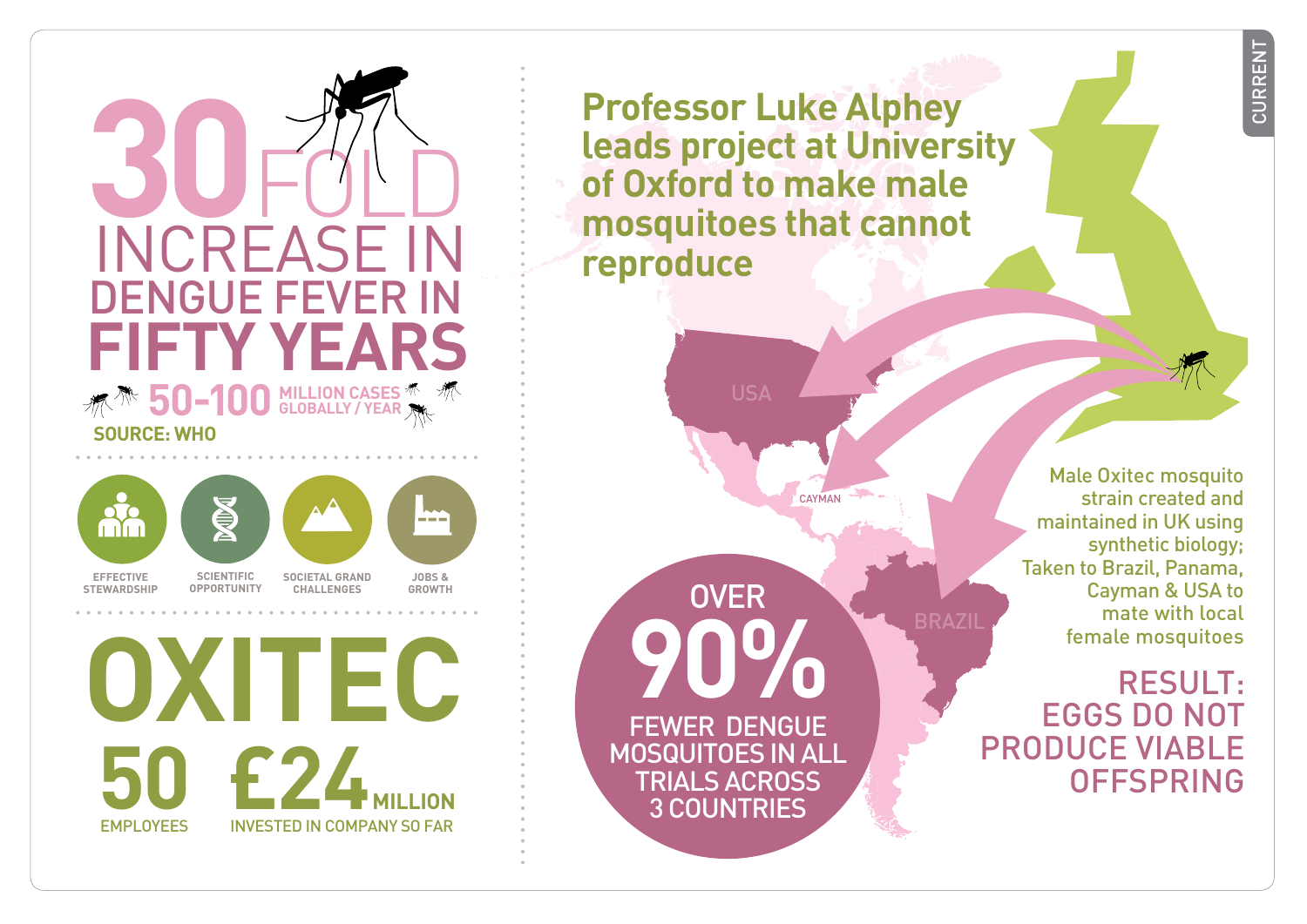# 30 FOLD INCREASE IN DENGUE FEVER IN FIFTY YEARS

**50-100** MILLION CASES GLOBALLY / YEAR

SOURCE: WHO

EFFECTIVE STEWARDSHIP | SCIENTIFIC OPPORTUNITY | SOCIETAL GRAND CHALLENGES | JOBS & GROWTH

# OXITEC

**50** EMPLOYEES

**£24** MILLION INVESTED IN COMPANY SO FAR

## Professor Luke Alphey leads project at University of Oxford to make male mosquitoes that cannot reproduce

USA

CAYMAN

BRAZIL

Male Oxitec mosquito strain created and maintained in UK using synthetic biology; Taken to Brazil, Panama, Cayman & USA to mate with local female mosquitoes

**OVER 90%** FEWER DENGUE MOSQUITOES IN ALL TRIALS ACROSS 3 COUNTRIES

**RESULT: EGGS DO NOT PRODUCE VIABLE OFFSPRING**

CURRENT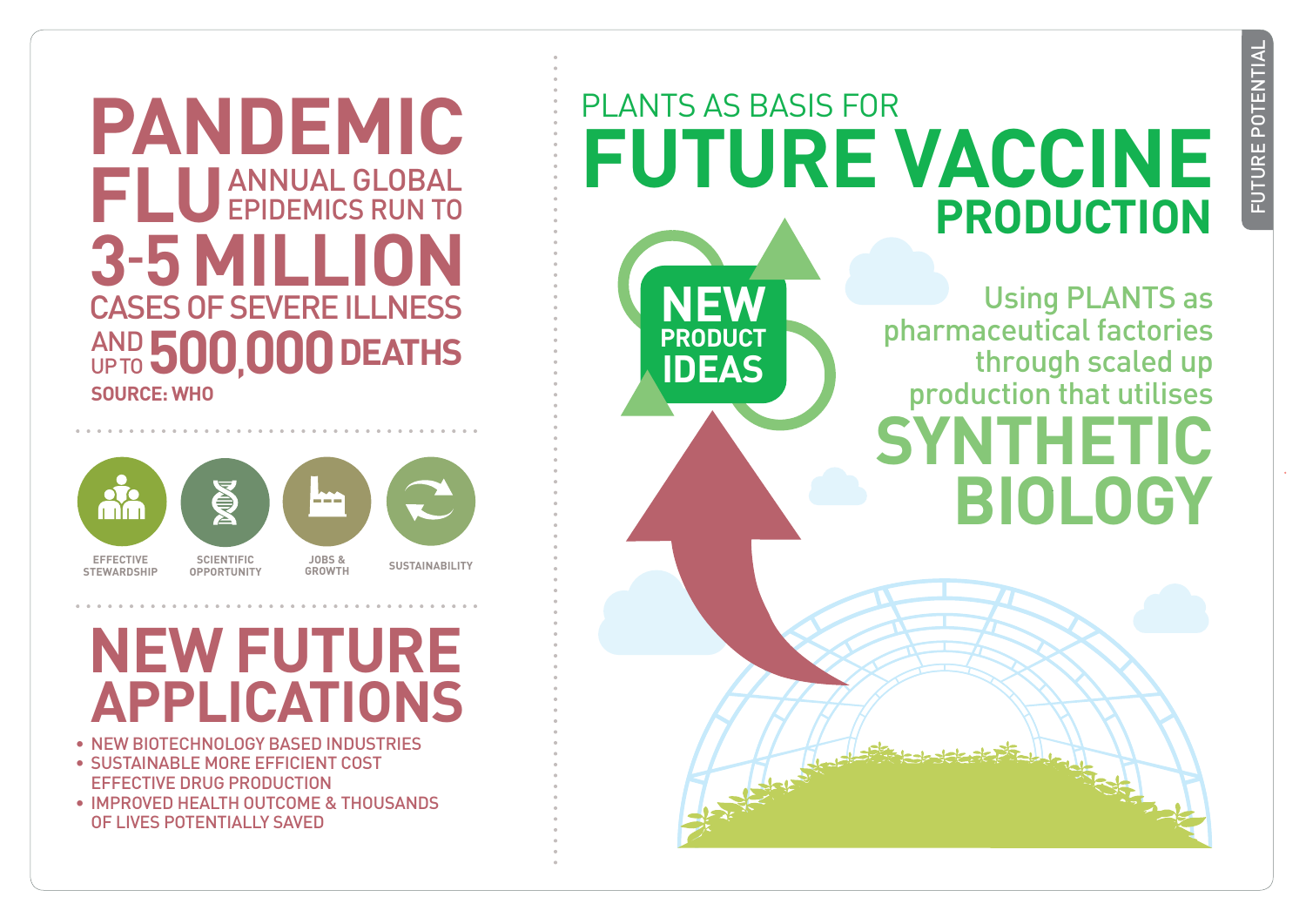# PANDEMIC FLU

ANNUAL GLOBAL EPIDEMICS RUN TO **3-5 MILLION** CASES OF SEVERE ILLNESS AND UP TO **500,000** DEATHS

SOURCE: WHO

EFFECTIVE STEWARDSHIP

SCIENTIFIC OPPORTUNITY

JOBS & GROWTH

SUSTAINABILITY

# NEW FUTURE APPLICATIONS

- NEW BIOTECHNOLOGY BASED INDUSTRIES
- SUSTAINABLE MORE EFFICIENT COST EFFECTIVE DRUG PRODUCTION
- IMPROVED HEALTH OUTCOME & THOUSANDS OF LIVES POTENTIALLY SAVED

# PLANTS AS BASIS FOR FUTURE VACCINE PRODUCTION

**NEW PRODUCT IDEAS**

Using PLANTS as pharmaceutical factories through scaled up production that utilises **SYNTHETIC BIOLOGY**

FUTURE POTENTIAL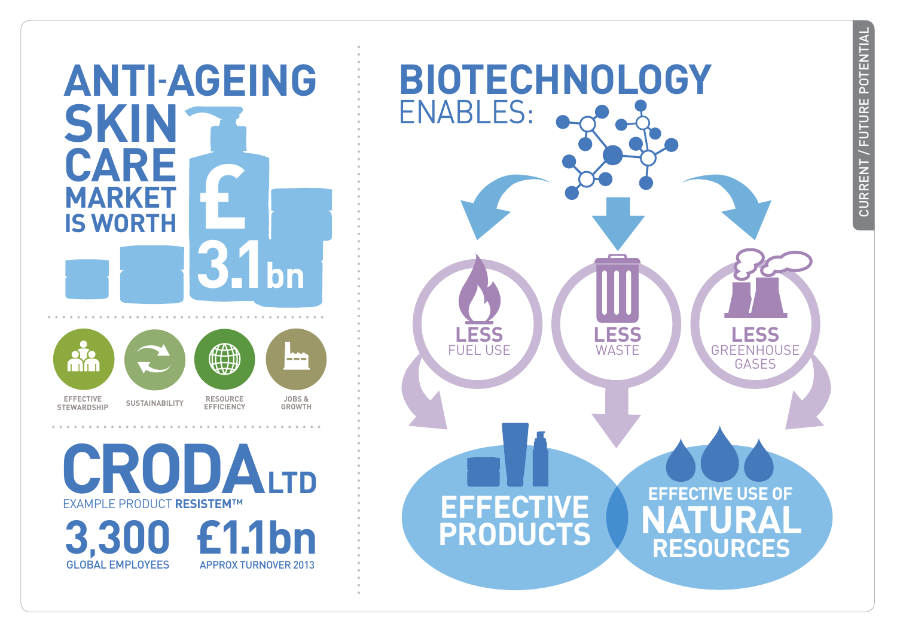CURRENT / FUTURE POTENTIAL

# ANTI-AGEING SKIN CARE MARKET IS WORTH £3.1bn

EFFECTIVE STEWARDSHIP

SUSTAINABILITY

RESOURCE EFFICIENCY

JOBS & GROWTH

## CRODA LTD

EXAMPLE PRODUCT **RESISTEM™**

**3,300**
GLOBAL EMPLOYEES

**£1.1bn**
APPROX TURNOVER 2013

# BIOTECHNOLOGY ENABLES:

**LESS** FUEL USE

**LESS** WASTE

**LESS** GREENHOUSE GASES

**EFFECTIVE PRODUCTS**

**EFFECTIVE USE OF NATURAL RESOURCES**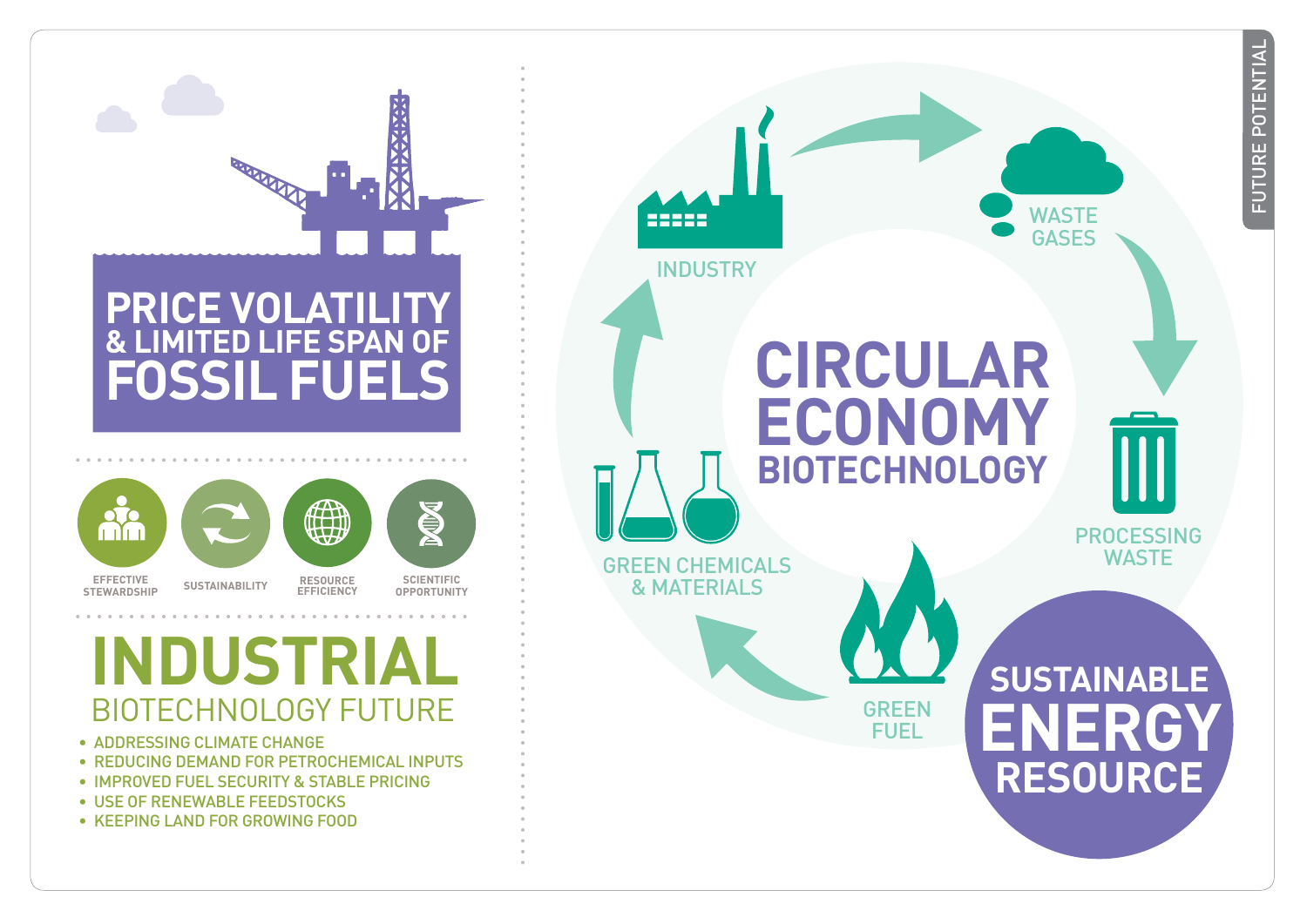# PRICE VOLATILITY & LIMITED LIFE SPAN OF FOSSIL FUELS

EFFECTIVE STEWARDSHIP

SUSTAINABILITY

RESOURCE EFFICIENCY

SCIENTIFIC OPPORTUNITY

# INDUSTRIAL

## BIOTECHNOLOGY FUTURE

- ADDRESSING CLIMATE CHANGE
- REDUCING DEMAND FOR PETROCHEMICAL INPUTS
- IMPROVED FUEL SECURITY & STABLE PRICING
- USE OF RENEWABLE FEEDSTOCKS
- KEEPING LAND FOR GROWING FOOD

# CIRCULAR ECONOMY BIOTECHNOLOGY

INDUSTRY

WASTE GASES

PROCESSING WASTE

GREEN FUEL

GREEN CHEMICALS & MATERIALS

## SUSTAINABLE ENERGY RESOURCE

FUTURE POTENTIAL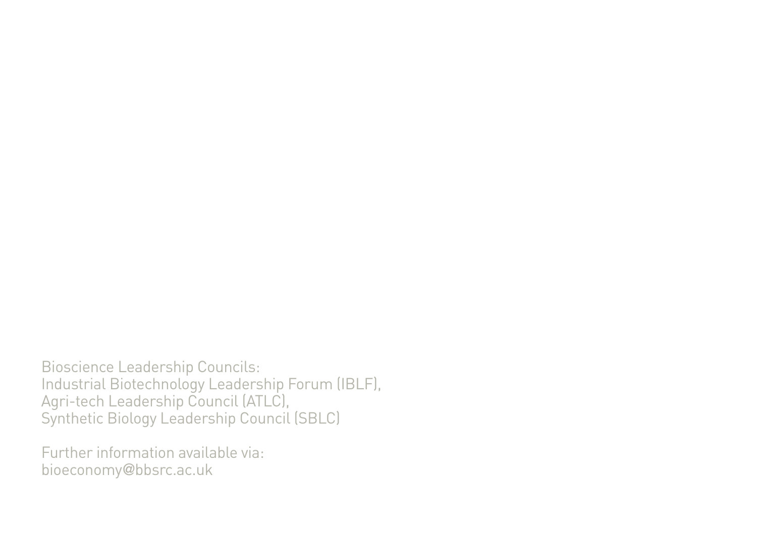Bioscience Leadership Councils:
Industrial Biotechnology Leadership Forum (IBLF),
Agri-tech Leadership Council (ATLC),
Synthetic Biology Leadership Council (SBLC)

Further information available via:
bioeconomy@bbsrc.ac.uk